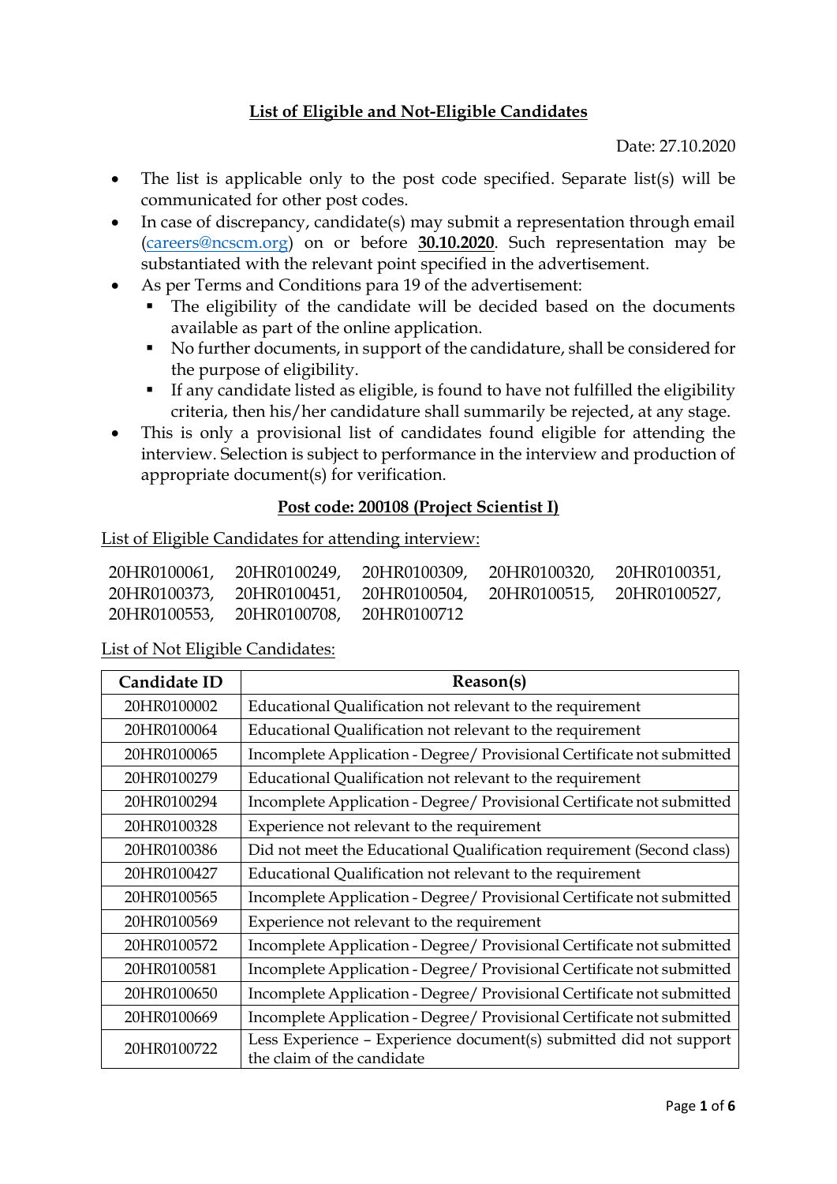# List of Eligible and Not-Eligible Candidates

Date: 27.10.2020

- The list is applicable only to the post code specified. Separate list(s) will be communicated for other post codes.
- In case of discrepancy, candidate(s) may submit a representation through email (careers@ncscm.org) on or before **30.10.2020**. Such representation may be substantiated with the relevant point specified in the advertisement.
- As per Terms and Conditions para 19 of the advertisement:
    - The eligibility of the candidate will be decided based on the documents available as part of the online application.
    - No further documents, in support of the candidature, shall be considered for the purpose of eligibility.
    - If any candidate listed as eligible, is found to have not fulfilled the eligibility criteria, then his/her candidature shall summarily be rejected, at any stage.
- This is only a provisional list of candidates found eligible for attending the interview. Selection is subject to performance in the interview and production of appropriate document(s) for verification.

## Post code: 200108 (Project Scientist I)

List of Eligible Candidates for attending interview:

20HR0100061, 20HR0100249, 20HR0100309, 20HR0100320, 20HR0100351, 20HR0100373, 20HR0100451, 20HR0100504, 20HR0100515, 20HR0100527, 20HR0100553, 20HR0100708, 20HR0100712

List of Not Eligible Candidates:

| Candidate ID | Reason(s) |
|---|---|
| 20HR0100002 | Educational Qualification not relevant to the requirement |
| 20HR0100064 | Educational Qualification not relevant to the requirement |
| 20HR0100065 | Incomplete Application - Degree/ Provisional Certificate not submitted |
| 20HR0100279 | Educational Qualification not relevant to the requirement |
| 20HR0100294 | Incomplete Application - Degree/ Provisional Certificate not submitted |
| 20HR0100328 | Experience not relevant to the requirement |
| 20HR0100386 | Did not meet the Educational Qualification requirement (Second class) |
| 20HR0100427 | Educational Qualification not relevant to the requirement |
| 20HR0100565 | Incomplete Application - Degree/ Provisional Certificate not submitted |
| 20HR0100569 | Experience not relevant to the requirement |
| 20HR0100572 | Incomplete Application - Degree/ Provisional Certificate not submitted |
| 20HR0100581 | Incomplete Application - Degree/ Provisional Certificate not submitted |
| 20HR0100650 | Incomplete Application - Degree/ Provisional Certificate not submitted |
| 20HR0100669 | Incomplete Application - Degree/ Provisional Certificate not submitted |
| 20HR0100722 | Less Experience – Experience document(s) submitted did not support the claim of the candidate |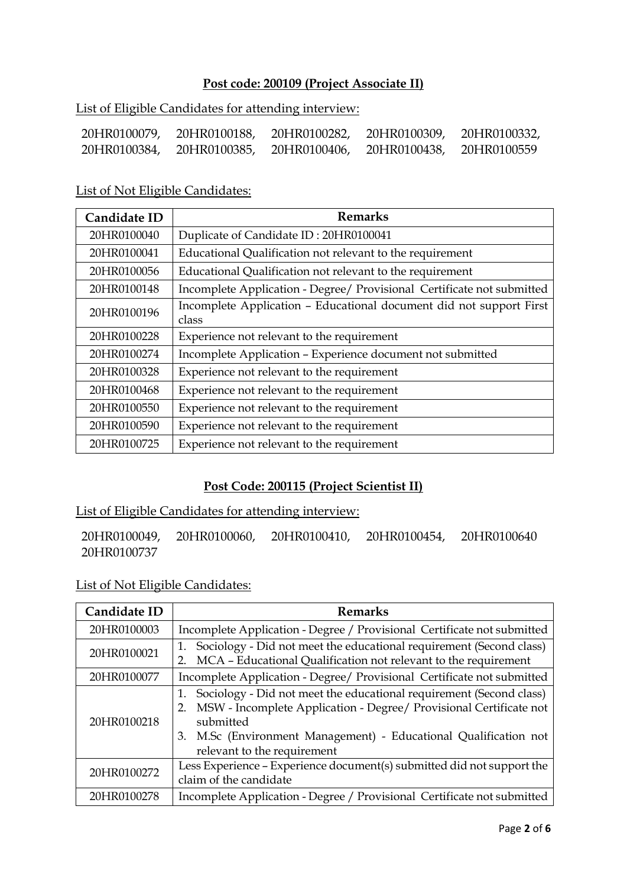## Post code: 200109 (Project Associate II)

List of Eligible Candidates for attending interview:

20HR0100079, 20HR0100188, 20HR0100282, 20HR0100309, 20HR0100332, 20HR0100384, 20HR0100385, 20HR0100406, 20HR0100438, 20HR0100559

List of Not Eligible Candidates:

| Candidate ID | Remarks |
|---|---|
| 20HR0100040 | Duplicate of Candidate ID : 20HR0100041 |
| 20HR0100041 | Educational Qualification not relevant to the requirement |
| 20HR0100056 | Educational Qualification not relevant to the requirement |
| 20HR0100148 | Incomplete Application - Degree/ Provisional Certificate not submitted |
| 20HR0100196 | Incomplete Application – Educational document did not support First class |
| 20HR0100228 | Experience not relevant to the requirement |
| 20HR0100274 | Incomplete Application – Experience document not submitted |
| 20HR0100328 | Experience not relevant to the requirement |
| 20HR0100468 | Experience not relevant to the requirement |
| 20HR0100550 | Experience not relevant to the requirement |
| 20HR0100590 | Experience not relevant to the requirement |
| 20HR0100725 | Experience not relevant to the requirement |

## Post Code: 200115 (Project Scientist II)

List of Eligible Candidates for attending interview:

20HR0100049, 20HR0100060, 20HR0100410, 20HR0100454, 20HR0100640 20HR0100737

List of Not Eligible Candidates:

| Candidate ID | Remarks |
|---|---|
| 20HR0100003 | Incomplete Application - Degree / Provisional Certificate not submitted |
| 20HR0100021 | 1. Sociology - Did not meet the educational requirement (Second class) 2. MCA – Educational Qualification not relevant to the requirement |
| 20HR0100077 | Incomplete Application - Degree/ Provisional Certificate not submitted |
| 20HR0100218 | 1. Sociology - Did not meet the educational requirement (Second class) 2. MSW - Incomplete Application - Degree/ Provisional Certificate not submitted 3. M.Sc (Environment Management) - Educational Qualification not relevant to the requirement |
| 20HR0100272 | Less Experience – Experience document(s) submitted did not support the claim of the candidate |
| 20HR0100278 | Incomplete Application - Degree / Provisional Certificate not submitted |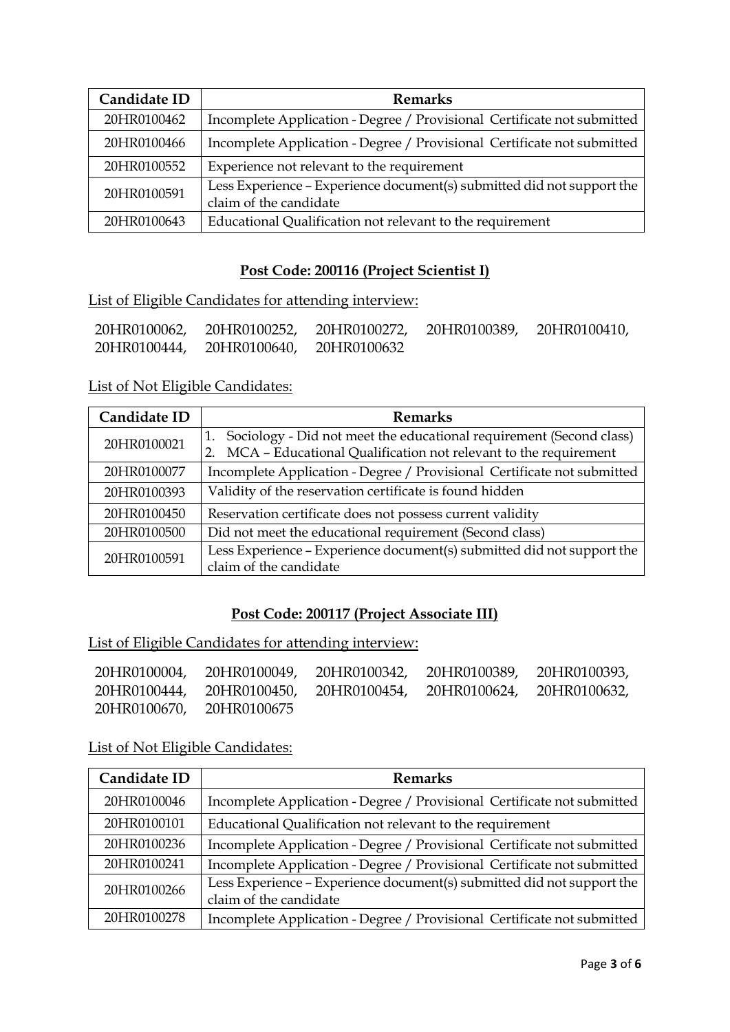| Candidate ID | Remarks |
|---|---|
| 20HR0100462 | Incomplete Application - Degree / Provisional Certificate not submitted |
| 20HR0100466 | Incomplete Application - Degree / Provisional Certificate not submitted |
| 20HR0100552 | Experience not relevant to the requirement |
| 20HR0100591 | Less Experience – Experience document(s) submitted did not support the claim of the candidate |
| 20HR0100643 | Educational Qualification not relevant to the requirement |

## **Post Code: 200116 (Project Scientist I)**

List of Eligible Candidates for attending interview:

20HR0100062, 20HR0100252, 20HR0100272, 20HR0100389, 20HR0100410, 20HR0100444, 20HR0100640, 20HR0100632

List of Not Eligible Candidates:

| Candidate ID | Remarks |
|---|---|
| 20HR0100021 | 1. Sociology - Did not meet the educational requirement (Second class) 2. MCA – Educational Qualification not relevant to the requirement |
| 20HR0100077 | Incomplete Application - Degree / Provisional Certificate not submitted |
| 20HR0100393 | Validity of the reservation certificate is found hidden |
| 20HR0100450 | Reservation certificate does not possess current validity |
| 20HR0100500 | Did not meet the educational requirement (Second class) |
| 20HR0100591 | Less Experience – Experience document(s) submitted did not support the claim of the candidate |

## **Post Code: 200117 (Project Associate III)**

List of Eligible Candidates for attending interview:

20HR0100004, 20HR0100049, 20HR0100342, 20HR0100389, 20HR0100393, 20HR0100444, 20HR0100450, 20HR0100454, 20HR0100624, 20HR0100632, 20HR0100670, 20HR0100675

List of Not Eligible Candidates:

| Candidate ID | Remarks |
|---|---|
| 20HR0100046 | Incomplete Application - Degree / Provisional Certificate not submitted |
| 20HR0100101 | Educational Qualification not relevant to the requirement |
| 20HR0100236 | Incomplete Application - Degree / Provisional Certificate not submitted |
| 20HR0100241 | Incomplete Application - Degree / Provisional Certificate not submitted |
| 20HR0100266 | Less Experience – Experience document(s) submitted did not support the claim of the candidate |
| 20HR0100278 | Incomplete Application - Degree / Provisional Certificate not submitted |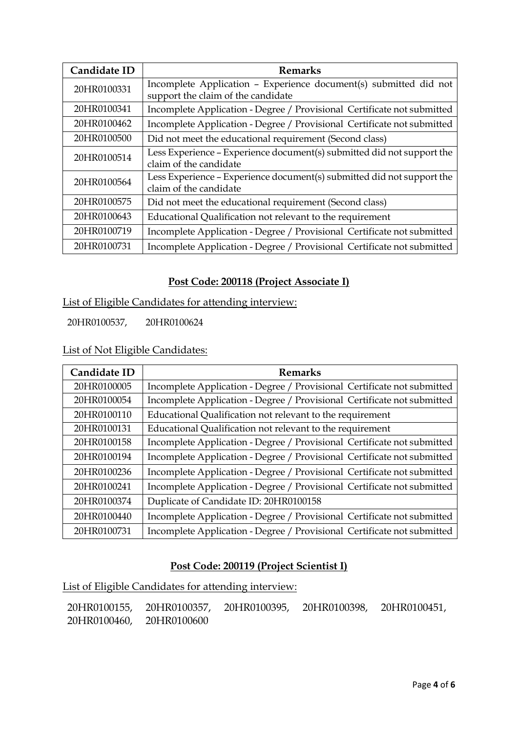| Candidate ID | Remarks |
| --- | --- |
| 20HR0100331 | Incomplete Application – Experience document(s) submitted did not support the claim of the candidate |
| 20HR0100341 | Incomplete Application - Degree / Provisional Certificate not submitted |
| 20HR0100462 | Incomplete Application - Degree / Provisional Certificate not submitted |
| 20HR0100500 | Did not meet the educational requirement (Second class) |
| 20HR0100514 | Less Experience – Experience document(s) submitted did not support the claim of the candidate |
| 20HR0100564 | Less Experience – Experience document(s) submitted did not support the claim of the candidate |
| 20HR0100575 | Did not meet the educational requirement (Second class) |
| 20HR0100643 | Educational Qualification not relevant to the requirement |
| 20HR0100719 | Incomplete Application - Degree / Provisional Certificate not submitted |
| 20HR0100731 | Incomplete Application - Degree / Provisional Certificate not submitted |

## **Post Code: 200118 (Project Associate I)**

List of Eligible Candidates for attending interview:

20HR0100537, 20HR0100624

List of Not Eligible Candidates:

| Candidate ID | Remarks |
| --- | --- |
| 20HR0100005 | Incomplete Application - Degree / Provisional Certificate not submitted |
| 20HR0100054 | Incomplete Application - Degree / Provisional Certificate not submitted |
| 20HR0100110 | Educational Qualification not relevant to the requirement |
| 20HR0100131 | Educational Qualification not relevant to the requirement |
| 20HR0100158 | Incomplete Application - Degree / Provisional Certificate not submitted |
| 20HR0100194 | Incomplete Application - Degree / Provisional Certificate not submitted |
| 20HR0100236 | Incomplete Application - Degree / Provisional Certificate not submitted |
| 20HR0100241 | Incomplete Application - Degree / Provisional Certificate not submitted |
| 20HR0100374 | Duplicate of Candidate ID: 20HR0100158 |
| 20HR0100440 | Incomplete Application - Degree / Provisional Certificate not submitted |
| 20HR0100731 | Incomplete Application - Degree / Provisional Certificate not submitted |

## **Post Code: 200119 (Project Scientist I)**

List of Eligible Candidates for attending interview:

20HR0100155, 20HR0100357, 20HR0100395, 20HR0100398, 20HR0100451, 20HR0100460, 20HR0100600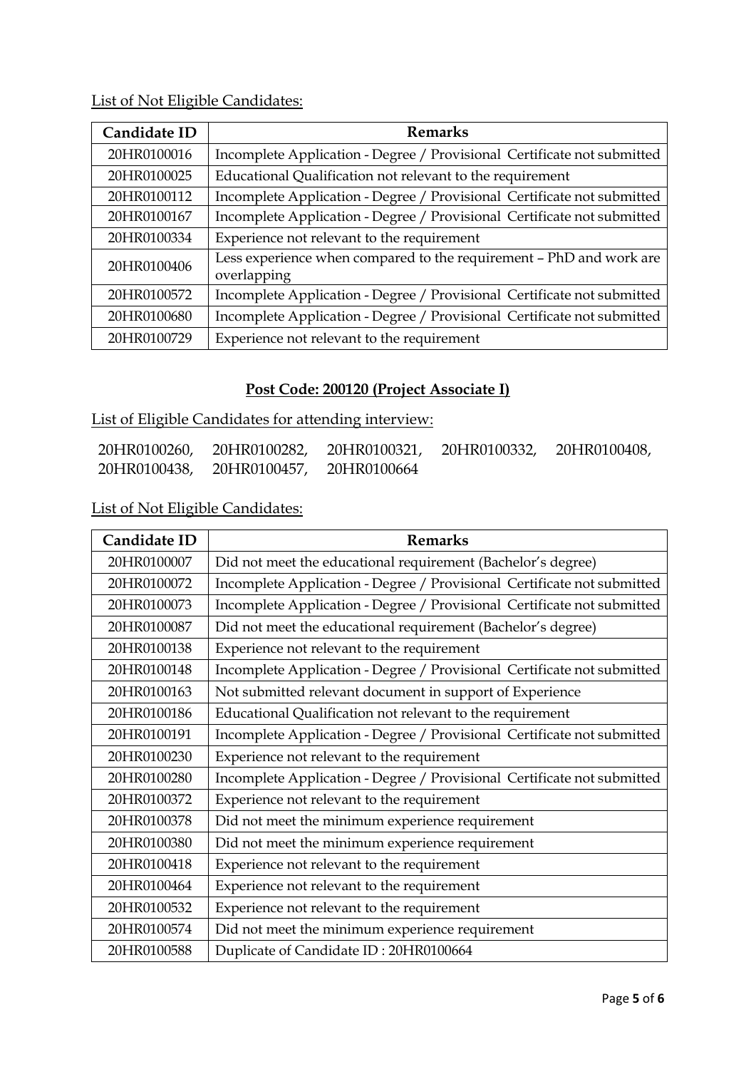List of Not Eligible Candidates:

| Candidate ID | Remarks |
|---|---|
| 20HR0100016 | Incomplete Application - Degree / Provisional Certificate not submitted |
| 20HR0100025 | Educational Qualification not relevant to the requirement |
| 20HR0100112 | Incomplete Application - Degree / Provisional Certificate not submitted |
| 20HR0100167 | Incomplete Application - Degree / Provisional Certificate not submitted |
| 20HR0100334 | Experience not relevant to the requirement |
| 20HR0100406 | Less experience when compared to the requirement – PhD and work are overlapping |
| 20HR0100572 | Incomplete Application - Degree / Provisional Certificate not submitted |
| 20HR0100680 | Incomplete Application - Degree / Provisional Certificate not submitted |
| 20HR0100729 | Experience not relevant to the requirement |

## Post Code: 200120 (Project Associate I)

List of Eligible Candidates for attending interview:

20HR0100260, 20HR0100282, 20HR0100321, 20HR0100332, 20HR0100408, 20HR0100438, 20HR0100457, 20HR0100664

List of Not Eligible Candidates:

| Candidate ID | Remarks |
|---|---|
| 20HR0100007 | Did not meet the educational requirement (Bachelor's degree) |
| 20HR0100072 | Incomplete Application - Degree / Provisional Certificate not submitted |
| 20HR0100073 | Incomplete Application - Degree / Provisional Certificate not submitted |
| 20HR0100087 | Did not meet the educational requirement (Bachelor's degree) |
| 20HR0100138 | Experience not relevant to the requirement |
| 20HR0100148 | Incomplete Application - Degree / Provisional Certificate not submitted |
| 20HR0100163 | Not submitted relevant document in support of Experience |
| 20HR0100186 | Educational Qualification not relevant to the requirement |
| 20HR0100191 | Incomplete Application - Degree / Provisional Certificate not submitted |
| 20HR0100230 | Experience not relevant to the requirement |
| 20HR0100280 | Incomplete Application - Degree / Provisional Certificate not submitted |
| 20HR0100372 | Experience not relevant to the requirement |
| 20HR0100378 | Did not meet the minimum experience requirement |
| 20HR0100380 | Did not meet the minimum experience requirement |
| 20HR0100418 | Experience not relevant to the requirement |
| 20HR0100464 | Experience not relevant to the requirement |
| 20HR0100532 | Experience not relevant to the requirement |
| 20HR0100574 | Did not meet the minimum experience requirement |
| 20HR0100588 | Duplicate of Candidate ID : 20HR0100664 |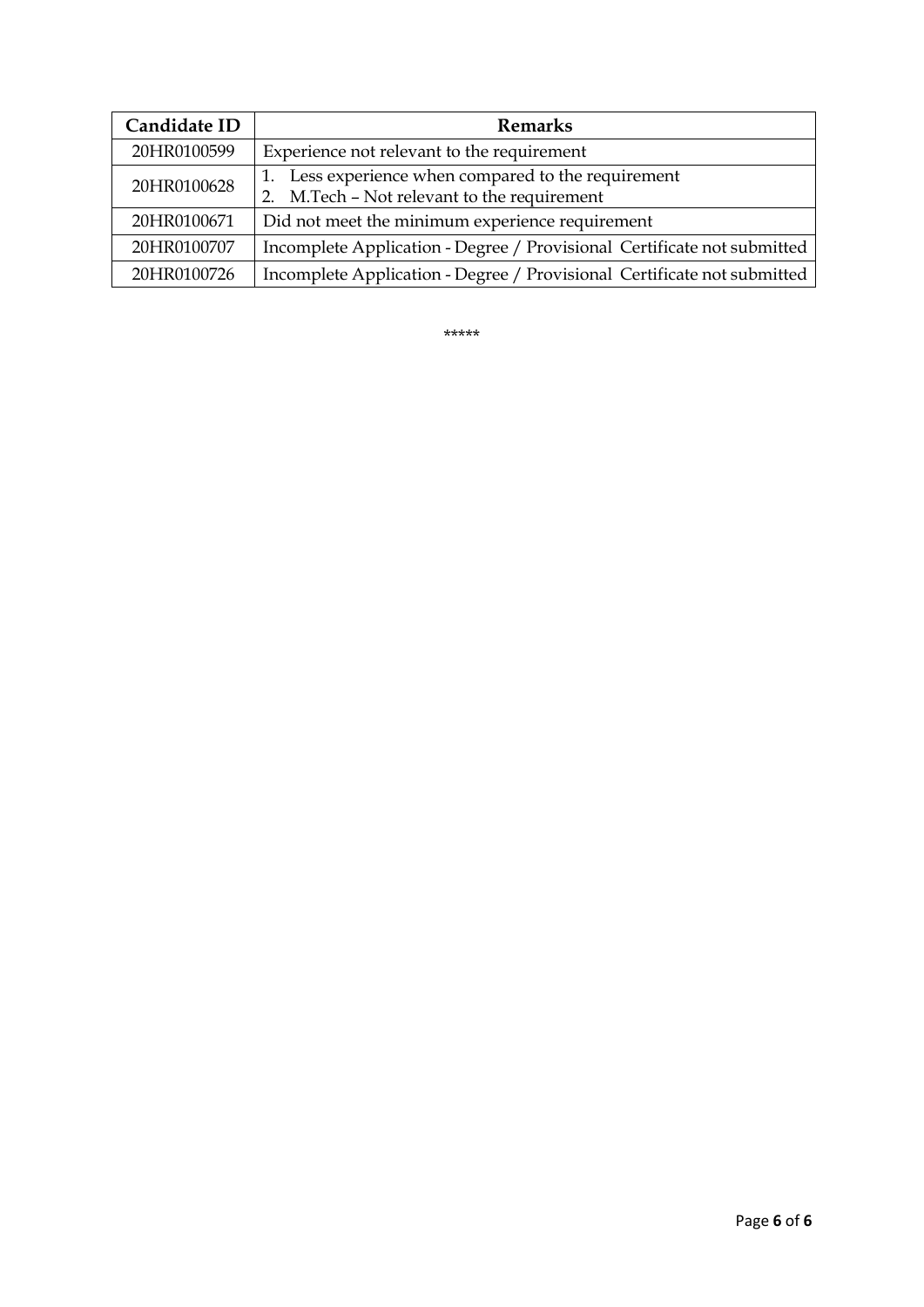| Candidate ID | Remarks |
|---|---|
| 20HR0100599 | Experience not relevant to the requirement |
| 20HR0100628 | 1. Less experience when compared to the requirement<br>2. M.Tech – Not relevant to the requirement |
| 20HR0100671 | Did not meet the minimum experience requirement |
| 20HR0100707 | Incomplete Application - Degree / Provisional Certificate not submitted |
| 20HR0100726 | Incomplete Application - Degree / Provisional Certificate not submitted |

*****